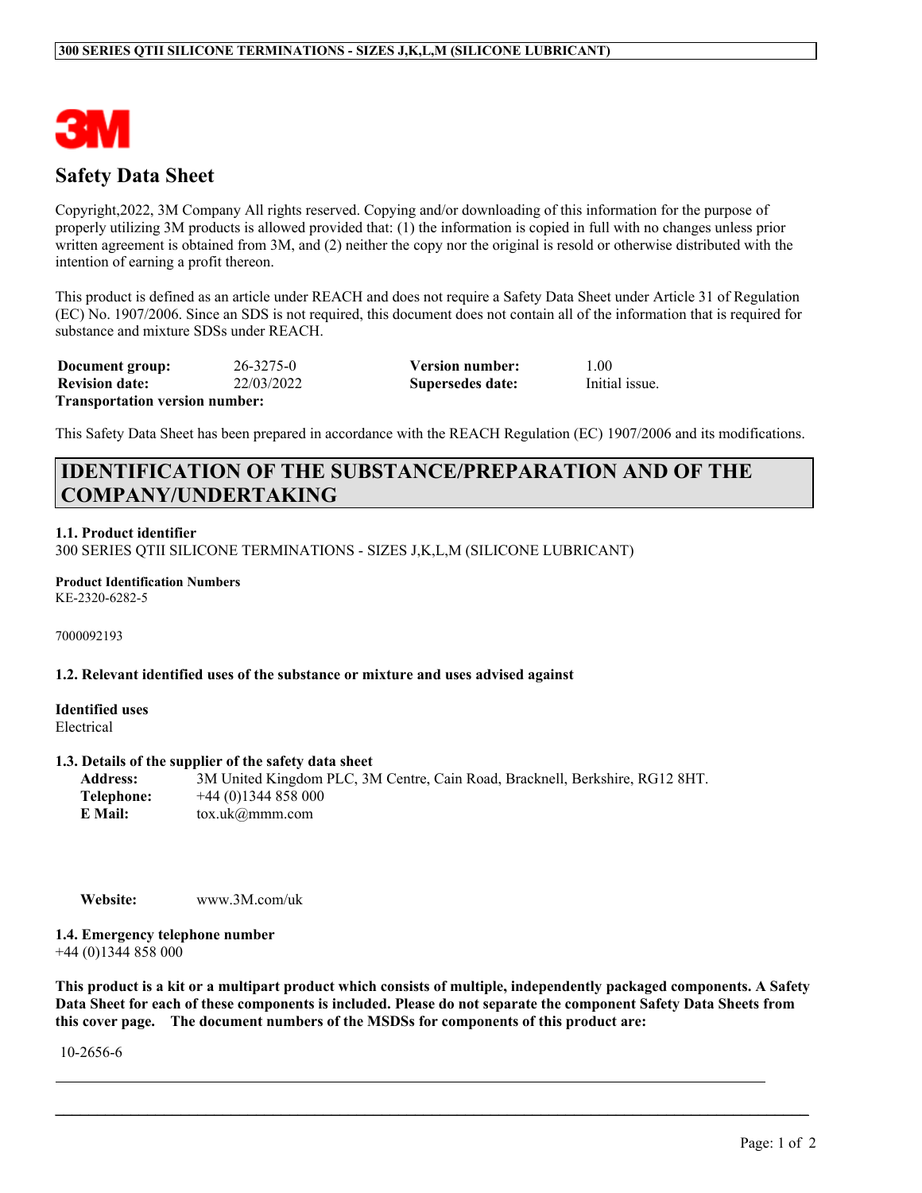# Safety Data Sheet

Copyright,2022, 3M Company All rights reserved. Copying and/or downloading of this information for the purpose of properly utilizing 3M products is allowed provided that: (1) the information is copied in full with no changes unless prior written agreement is obtained from 3M, and (2) neither the copy nor the original is resold or otherwise distributed with the intention of earning a profit thereon.

This product is defined as an article under REACH and does not require a Safety Data Sheet under Article 31 of Regulation (EC) No. 1907/2006. Since an SDS is not required, this document does not contain all of the information that is required for substance and mixture SDSs under REACH.

| **Document group:** | 26-3275-0 | **Version number:** | 1.00 |
|---|---|---|---|
| **Revision date:** | 22/03/2022 | **Supersedes date:** | Initial issue. |

**Transportation version number:**

This Safety Data Sheet has been prepared in accordance with the REACH Regulation (EC) 1907/2006 and its modifications.

## IDENTIFICATION OF THE SUBSTANCE/PREPARATION AND OF THE COMPANY/UNDERTAKING

**1.1. Product identifier**

300 SERIES QTII SILICONE TERMINATIONS - SIZES J,K,L,M (SILICONE LUBRICANT)

**Product Identification Numbers**

KE-2320-6282-5

7000092193

**1.2. Relevant identified uses of the substance or mixture and uses advised against**

**Identified uses**

Electrical

**1.3. Details of the supplier of the safety data sheet**

**Address:** 3M United Kingdom PLC, 3M Centre, Cain Road, Bracknell, Berkshire, RG12 8HT.
**Telephone:** +44 (0)1344 858 000
**E Mail:** tox.uk@mmm.com

**Website:** www.3M.com/uk

**1.4. Emergency telephone number**

+44 (0)1344 858 000

**This product is a kit or a multipart product which consists of multiple, independently packaged components. A Safety Data Sheet for each of these components is included. Please do not separate the component Safety Data Sheets from this cover page. The document numbers of the MSDSs for components of this product are:**

10-2656-6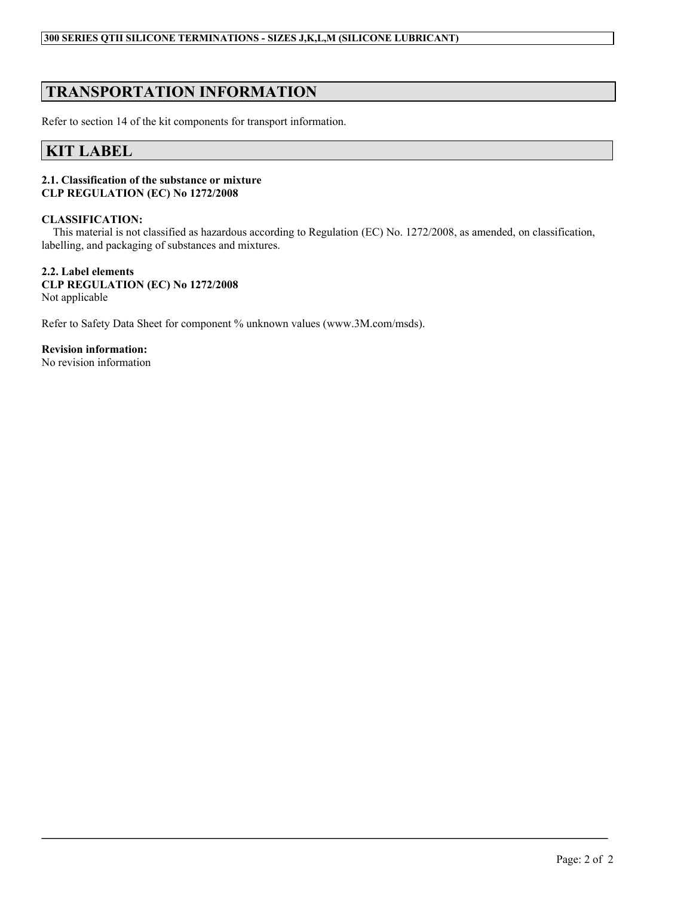## TRANSPORTATION INFORMATION

Refer to section 14 of the kit components for transport information.

## KIT LABEL

**2.1. Classification of the substance or mixture**
**CLP REGULATION (EC) No 1272/2008**

**CLASSIFICATION:**
This material is not classified as hazardous according to Regulation (EC) No. 1272/2008, as amended, on classification, labelling, and packaging of substances and mixtures.

**2.2. Label elements**
**CLP REGULATION (EC) No 1272/2008**
Not applicable

Refer to Safety Data Sheet for component % unknown values (www.3M.com/msds).

**Revision information:**
No revision information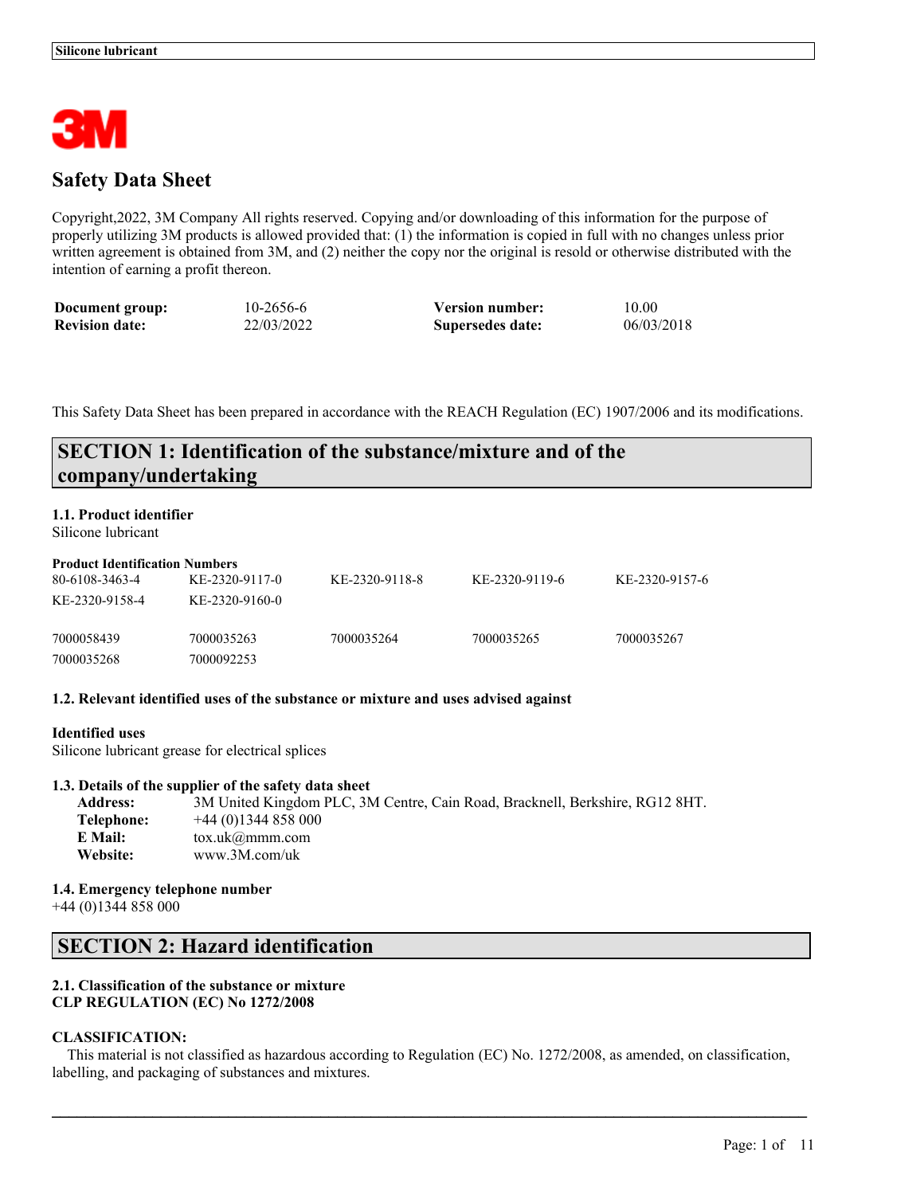# Safety Data Sheet

Copyright,2022, 3M Company All rights reserved. Copying and/or downloading of this information for the purpose of properly utilizing 3M products is allowed provided that: (1) the information is copied in full with no changes unless prior written agreement is obtained from 3M, and (2) neither the copy nor the original is resold or otherwise distributed with the intention of earning a profit thereon.

| **Document group:** | 10-2656-6 | **Version number:** | 10.00 |
|---|---|---|---|
| **Revision date:** | 22/03/2022 | **Supersedes date:** | 06/03/2018 |

This Safety Data Sheet has been prepared in accordance with the REACH Regulation (EC) 1907/2006 and its modifications.

## SECTION 1: Identification of the substance/mixture and of the company/undertaking

### 1.1. Product identifier

Silicone lubricant

**Product Identification Numbers**

| 80-6108-3463-4 | KE-2320-9117-0 | KE-2320-9118-8 | KE-2320-9119-6 | KE-2320-9157-6 |
|---|---|---|---|---|
| KE-2320-9158-4 | KE-2320-9160-0 | | | |
| 7000058439 | 7000035263 | 7000035264 | 7000035265 | 7000035267 |
| 7000035268 | 7000092253 | | | |

### 1.2. Relevant identified uses of the substance or mixture and uses advised against

**Identified uses**

Silicone lubricant grease for electrical splices

### 1.3. Details of the supplier of the safety data sheet

**Address:** 3M United Kingdom PLC, 3M Centre, Cain Road, Bracknell, Berkshire, RG12 8HT.
**Telephone:** +44 (0)1344 858 000
**E Mail:** tox.uk@mmm.com
**Website:** www.3M.com/uk

### 1.4. Emergency telephone number

+44 (0)1344 858 000

## SECTION 2: Hazard identification

### 2.1. Classification of the substance or mixture
**CLP REGULATION (EC) No 1272/2008**

**CLASSIFICATION:**

This material is not classified as hazardous according to Regulation (EC) No. 1272/2008, as amended, on classification, labelling, and packaging of substances and mixtures.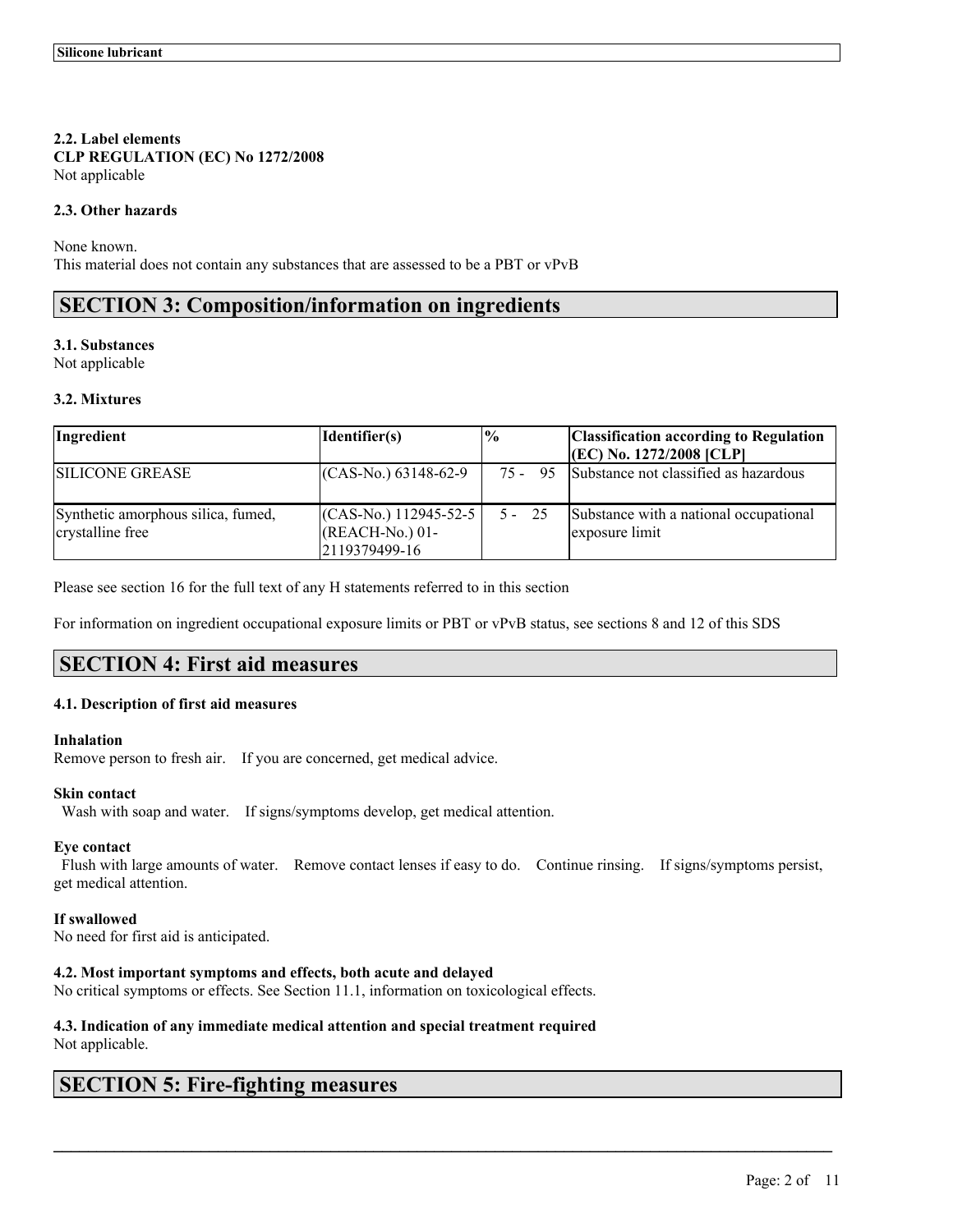### 2.2. Label elements

**CLP REGULATION (EC) No 1272/2008**

Not applicable

### 2.3. Other hazards

None known.

This material does not contain any substances that are assessed to be a PBT or vPvB

## SECTION 3: Composition/information on ingredients

### 3.1. Substances

Not applicable

### 3.2. Mixtures

| Ingredient | Identifier(s) | % | Classification according to Regulation (EC) No. 1272/2008 [CLP] |
| --- | --- | --- | --- |
| SILICONE GREASE | (CAS-No.) 63148-62-9 | 75 - 95 | Substance not classified as hazardous |
| Synthetic amorphous silica, fumed, crystalline free | (CAS-No.) 112945-52-5 (REACH-No.) 01-2119379499-16 | 5 - 25 | Substance with a national occupational exposure limit |

Please see section 16 for the full text of any H statements referred to in this section

For information on ingredient occupational exposure limits or PBT or vPvB status, see sections 8 and 12 of this SDS

## SECTION 4: First aid measures

### 4.1. Description of first aid measures

**Inhalation**

Remove person to fresh air. If you are concerned, get medical advice.

**Skin contact**

Wash with soap and water. If signs/symptoms develop, get medical attention.

**Eye contact**

Flush with large amounts of water. Remove contact lenses if easy to do. Continue rinsing. If signs/symptoms persist, get medical attention.

**If swallowed**

No need for first aid is anticipated.

### 4.2. Most important symptoms and effects, both acute and delayed

No critical symptoms or effects. See Section 11.1, information on toxicological effects.

### 4.3. Indication of any immediate medical attention and special treatment required

Not applicable.

## SECTION 5: Fire-fighting measures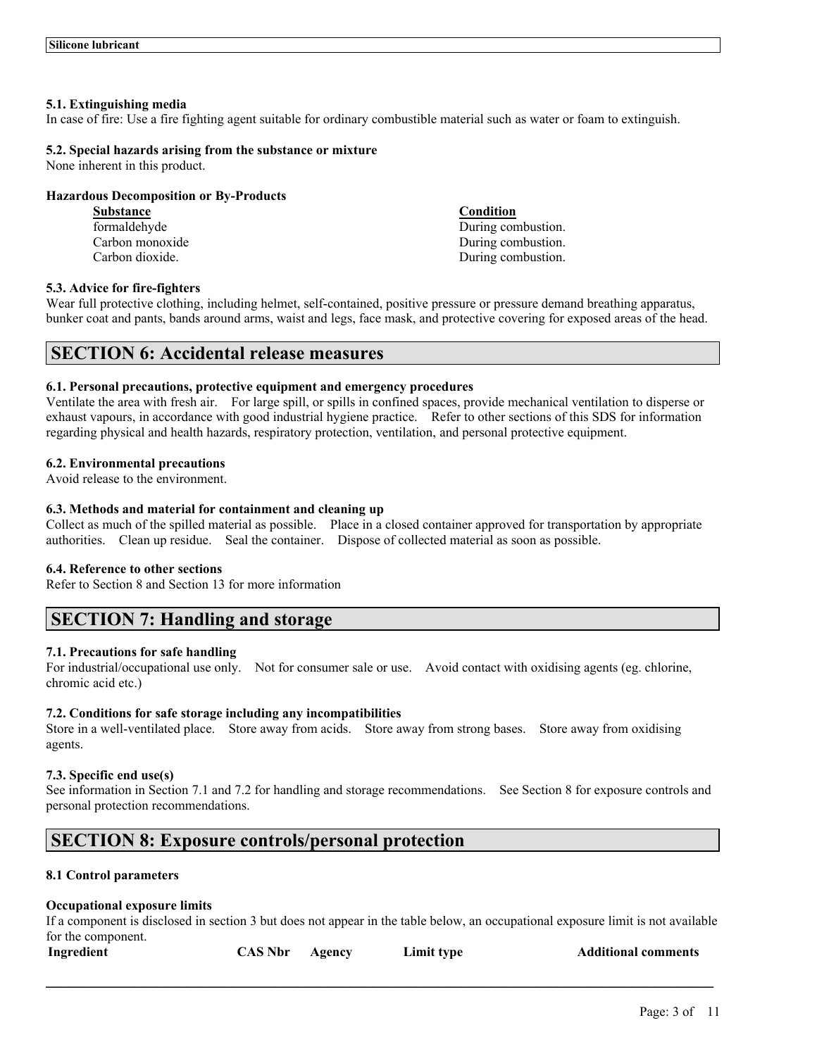#### 5.1. Extinguishing media
In case of fire: Use a fire fighting agent suitable for ordinary combustible material such as water or foam to extinguish.

#### 5.2. Special hazards arising from the substance or mixture
None inherent in this product.

**Hazardous Decomposition or By-Products**

| Substance | Condition |
| --- | --- |
| formaldehyde | During combustion. |
| Carbon monoxide | During combustion. |
| Carbon dioxide. | During combustion. |

#### 5.3. Advice for fire-fighters
Wear full protective clothing, including helmet, self-contained, positive pressure or pressure demand breathing apparatus, bunker coat and pants, bands around arms, waist and legs, face mask, and protective covering for exposed areas of the head.

## SECTION 6: Accidental release measures

#### 6.1. Personal precautions, protective equipment and emergency procedures
Ventilate the area with fresh air. For large spill, or spills in confined spaces, provide mechanical ventilation to disperse or exhaust vapours, in accordance with good industrial hygiene practice. Refer to other sections of this SDS for information regarding physical and health hazards, respiratory protection, ventilation, and personal protective equipment.

#### 6.2. Environmental precautions
Avoid release to the environment.

#### 6.3. Methods and material for containment and cleaning up
Collect as much of the spilled material as possible. Place in a closed container approved for transportation by appropriate authorities. Clean up residue. Seal the container. Dispose of collected material as soon as possible.

#### 6.4. Reference to other sections
Refer to Section 8 and Section 13 for more information

## SECTION 7: Handling and storage

#### 7.1. Precautions for safe handling
For industrial/occupational use only. Not for consumer sale or use. Avoid contact with oxidising agents (eg. chlorine, chromic acid etc.)

#### 7.2. Conditions for safe storage including any incompatibilities
Store in a well-ventilated place. Store away from acids. Store away from strong bases. Store away from oxidising agents.

#### 7.3. Specific end use(s)
See information in Section 7.1 and 7.2 for handling and storage recommendations. See Section 8 for exposure controls and personal protection recommendations.

## SECTION 8: Exposure controls/personal protection

#### 8.1 Control parameters

**Occupational exposure limits**

If a component is disclosed in section 3 but does not appear in the table below, an occupational exposure limit is not available for the component.

| Ingredient | CAS Nbr | Agency | Limit type | Additional comments |
| --- | --- | --- | --- | --- |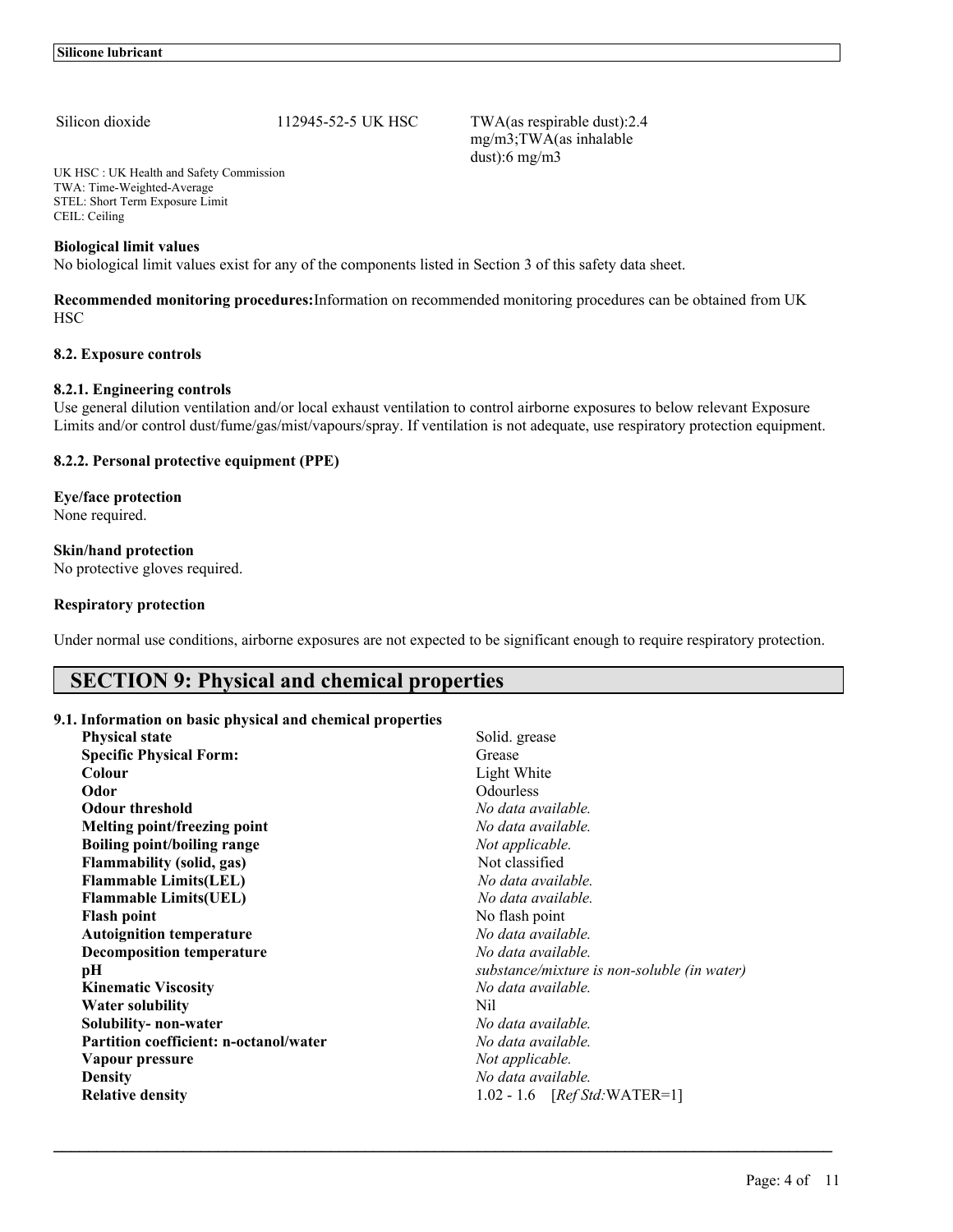| Silicon dioxide | 112945-52-5 UK HSC | TWA(as respirable dust):2.4 mg/m3;TWA(as inhalable dust):6 mg/m3 |
|---|---|---|

UK HSC : UK Health and Safety Commission
TWA: Time-Weighted-Average
STEL: Short Term Exposure Limit
CEIL: Ceiling

**Biological limit values**
No biological limit values exist for any of the components listed in Section 3 of this safety data sheet.

**Recommended monitoring procedures:** Information on recommended monitoring procedures can be obtained from UK HSC

**8.2. Exposure controls**

**8.2.1. Engineering controls**
Use general dilution ventilation and/or local exhaust ventilation to control airborne exposures to below relevant Exposure Limits and/or control dust/fume/gas/mist/vapours/spray. If ventilation is not adequate, use respiratory protection equipment.

**8.2.2. Personal protective equipment (PPE)**

**Eye/face protection**
None required.

**Skin/hand protection**
No protective gloves required.

**Respiratory protection**

Under normal use conditions, airborne exposures are not expected to be significant enough to require respiratory protection.

## SECTION 9: Physical and chemical properties

**9.1. Information on basic physical and chemical properties**

| | |
|---|---|
| **Physical state** | Solid. grease |
| **Specific Physical Form:** | Grease |
| **Colour** | Light White |
| **Odor** | Odourless |
| **Odour threshold** | *No data available.* |
| **Melting point/freezing point** | *No data available.* |
| **Boiling point/boiling range** | *Not applicable.* |
| **Flammability (solid, gas)** | Not classified |
| **Flammable Limits(LEL)** | *No data available.* |
| **Flammable Limits(UEL)** | *No data available.* |
| **Flash point** | No flash point |
| **Autoignition temperature** | *No data available.* |
| **Decomposition temperature** | *No data available.* |
| **pH** | *substance/mixture is non-soluble (in water)* |
| **Kinematic Viscosity** | *No data available.* |
| **Water solubility** | Nil |
| **Solubility- non-water** | *No data available.* |
| **Partition coefficient: n-octanol/water** | *No data available.* |
| **Vapour pressure** | *Not applicable.* |
| **Density** | *No data available.* |
| **Relative density** | 1.02 - 1.6 [*Ref Std:*WATER=1] |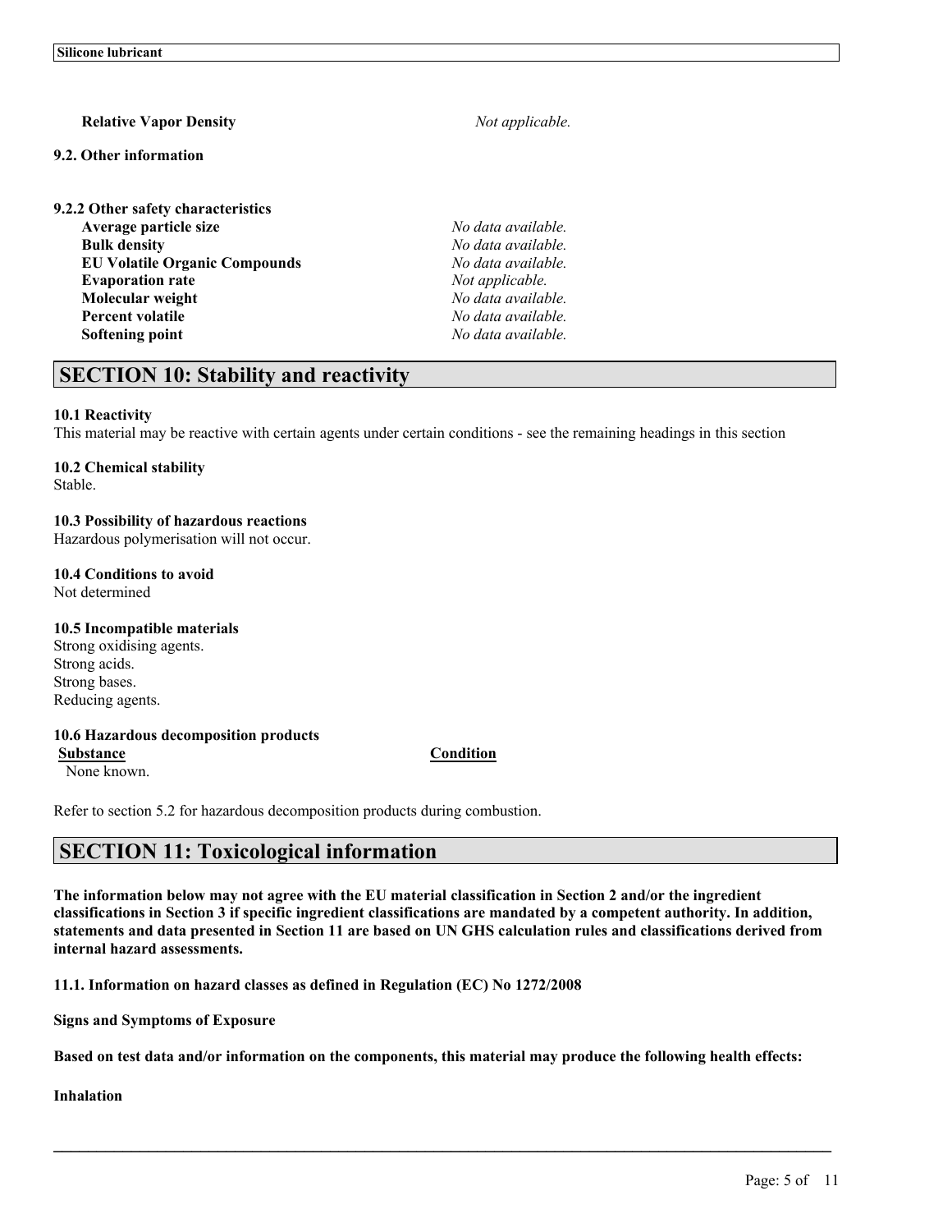| | |
|---|---|
| **Relative Vapor Density** | *Not applicable.* |

**9.2. Other information**

**9.2.2 Other safety characteristics**

| | |
|---|---|
| **Average particle size** | *No data available.* |
| **Bulk density** | *No data available.* |
| **EU Volatile Organic Compounds** | *No data available.* |
| **Evaporation rate** | *Not applicable.* |
| **Molecular weight** | *No data available.* |
| **Percent volatile** | *No data available.* |
| **Softening point** | *No data available.* |

## SECTION 10: Stability and reactivity

**10.1 Reactivity**
This material may be reactive with certain agents under certain conditions - see the remaining headings in this section

**10.2 Chemical stability**
Stable.

**10.3 Possibility of hazardous reactions**
Hazardous polymerisation will not occur.

**10.4 Conditions to avoid**
Not determined

**10.5 Incompatible materials**
Strong oxidising agents.
Strong acids.
Strong bases.
Reducing agents.

**10.6 Hazardous decomposition products**

| Substance | Condition |
|---|---|
| None known. | |

Refer to section 5.2 for hazardous decomposition products during combustion.

## SECTION 11: Toxicological information

**The information below may not agree with the EU material classification in Section 2 and/or the ingredient classifications in Section 3 if specific ingredient classifications are mandated by a competent authority. In addition, statements and data presented in Section 11 are based on UN GHS calculation rules and classifications derived from internal hazard assessments.**

**11.1. Information on hazard classes as defined in Regulation (EC) No 1272/2008**

**Signs and Symptoms of Exposure**

**Based on test data and/or information on the components, this material may produce the following health effects:**

**Inhalation**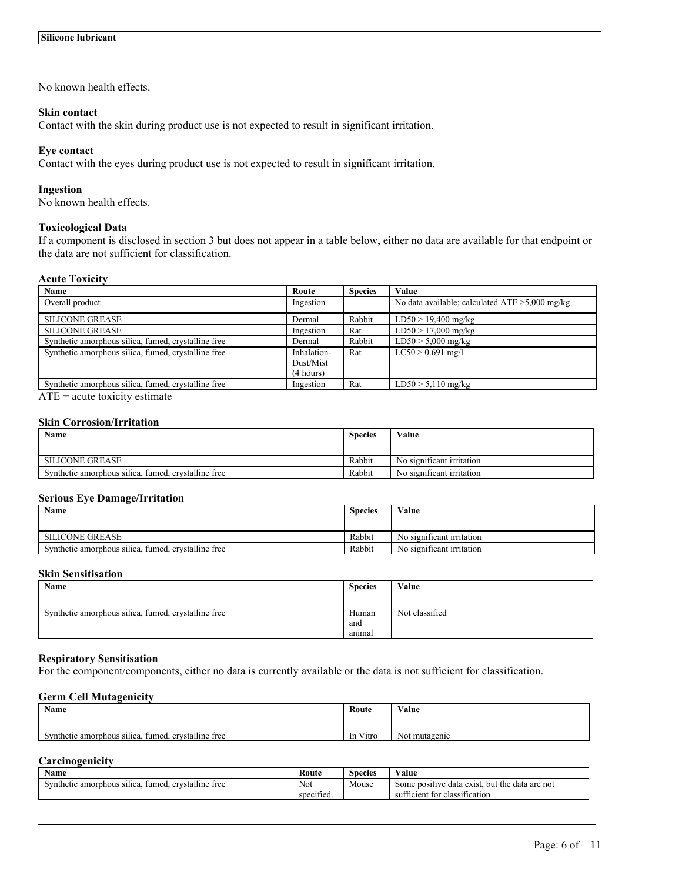No known health effects.

**Skin contact**

Contact with the skin during product use is not expected to result in significant irritation.

**Eye contact**

Contact with the eyes during product use is not expected to result in significant irritation.

**Ingestion**

No known health effects.

### Toxicological Data

If a component is disclosed in section 3 but does not appear in a table below, either no data are available for that endpoint or the data are not sufficient for classification.

#### Acute Toxicity

| Name | Route | Species | Value |
|---|---|---|---|
| Overall product | Ingestion | | No data available; calculated ATE >5,000 mg/kg |
| SILICONE GREASE | Dermal | Rabbit | LD50 > 19,400 mg/kg |
| SILICONE GREASE | Ingestion | Rat | LD50 > 17,000 mg/kg |
| Synthetic amorphous silica, fumed, crystalline free | Dermal | Rabbit | LD50 > 5,000 mg/kg |
| Synthetic amorphous silica, fumed, crystalline free | Inhalation-Dust/Mist (4 hours) | Rat | LC50 > 0.691 mg/l |
| Synthetic amorphous silica, fumed, crystalline free | Ingestion | Rat | LD50 > 5,110 mg/kg |

ATE = acute toxicity estimate

#### Skin Corrosion/Irritation

| Name | Species | Value |
|---|---|---|
| SILICONE GREASE | Rabbit | No significant irritation |
| Synthetic amorphous silica, fumed, crystalline free | Rabbit | No significant irritation |

#### Serious Eye Damage/Irritation

| Name | Species | Value |
|---|---|---|
| SILICONE GREASE | Rabbit | No significant irritation |
| Synthetic amorphous silica, fumed, crystalline free | Rabbit | No significant irritation |

#### Skin Sensitisation

| Name | Species | Value |
|---|---|---|
| Synthetic amorphous silica, fumed, crystalline free | Human and animal | Not classified |

#### Respiratory Sensitisation

For the component/components, either no data is currently available or the data is not sufficient for classification.

#### Germ Cell Mutagenicity

| Name | Route | Value |
|---|---|---|
| Synthetic amorphous silica, fumed, crystalline free | In Vitro | Not mutagenic |

#### Carcinogenicity

| Name | Route | Species | Value |
|---|---|---|---|
| Synthetic amorphous silica, fumed, crystalline free | Not specified. | Mouse | Some positive data exist, but the data are not sufficient for classification |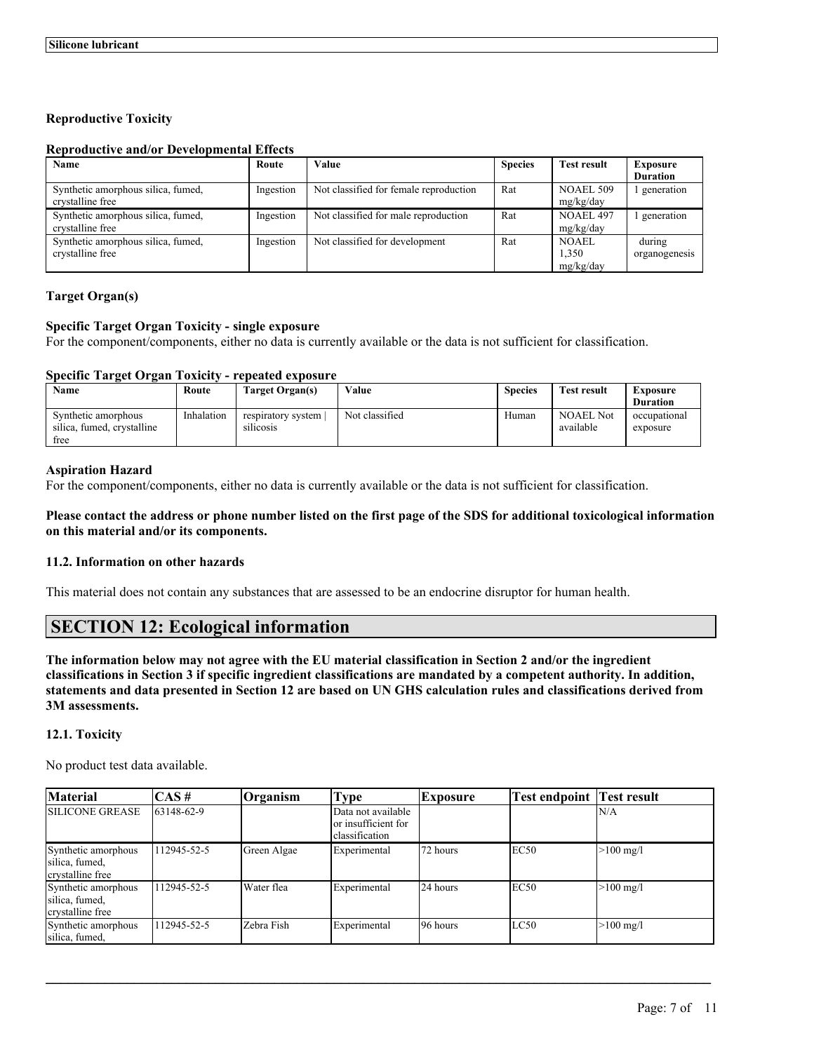### Reproductive Toxicity

#### Reproductive and/or Developmental Effects

| Name | Route | Value | Species | Test result | Exposure Duration |
|---|---|---|---|---|---|
| Synthetic amorphous silica, fumed, crystalline free | Ingestion | Not classified for female reproduction | Rat | NOAEL 509 mg/kg/day | 1 generation |
| Synthetic amorphous silica, fumed, crystalline free | Ingestion | Not classified for male reproduction | Rat | NOAEL 497 mg/kg/day | 1 generation |
| Synthetic amorphous silica, fumed, crystalline free | Ingestion | Not classified for development | Rat | NOAEL 1,350 mg/kg/day | during organogenesis |

### Target Organ(s)

#### Specific Target Organ Toxicity - single exposure

For the component/components, either no data is currently available or the data is not sufficient for classification.

#### Specific Target Organ Toxicity - repeated exposure

| Name | Route | Target Organ(s) | Value | Species | Test result | Exposure Duration |
|---|---|---|---|---|---|---|
| Synthetic amorphous silica, fumed, crystalline free | Inhalation | respiratory system \| silicosis | Not classified | Human | NOAEL Not available | occupational exposure |

### Aspiration Hazard

For the component/components, either no data is currently available or the data is not sufficient for classification.

**Please contact the address or phone number listed on the first page of the SDS for additional toxicological information on this material and/or its components.**

### 11.2. Information on other hazards

This material does not contain any substances that are assessed to be an endocrine disruptor for human health.

## SECTION 12: Ecological information

**The information below may not agree with the EU material classification in Section 2 and/or the ingredient classifications in Section 3 if specific ingredient classifications are mandated by a competent authority. In addition, statements and data presented in Section 12 are based on UN GHS calculation rules and classifications derived from 3M assessments.**

### 12.1. Toxicity

No product test data available.

| Material | CAS # | Organism | Type | Exposure | Test endpoint | Test result |
|---|---|---|---|---|---|---|
| SILICONE GREASE | 63148-62-9 | | Data not available or insufficient for classification | | | N/A |
| Synthetic amorphous silica, fumed, crystalline free | 112945-52-5 | Green Algae | Experimental | 72 hours | EC50 | >100 mg/l |
| Synthetic amorphous silica, fumed, crystalline free | 112945-52-5 | Water flea | Experimental | 24 hours | EC50 | >100 mg/l |
| Synthetic amorphous silica, fumed, | 112945-52-5 | Zebra Fish | Experimental | 96 hours | LC50 | >100 mg/l |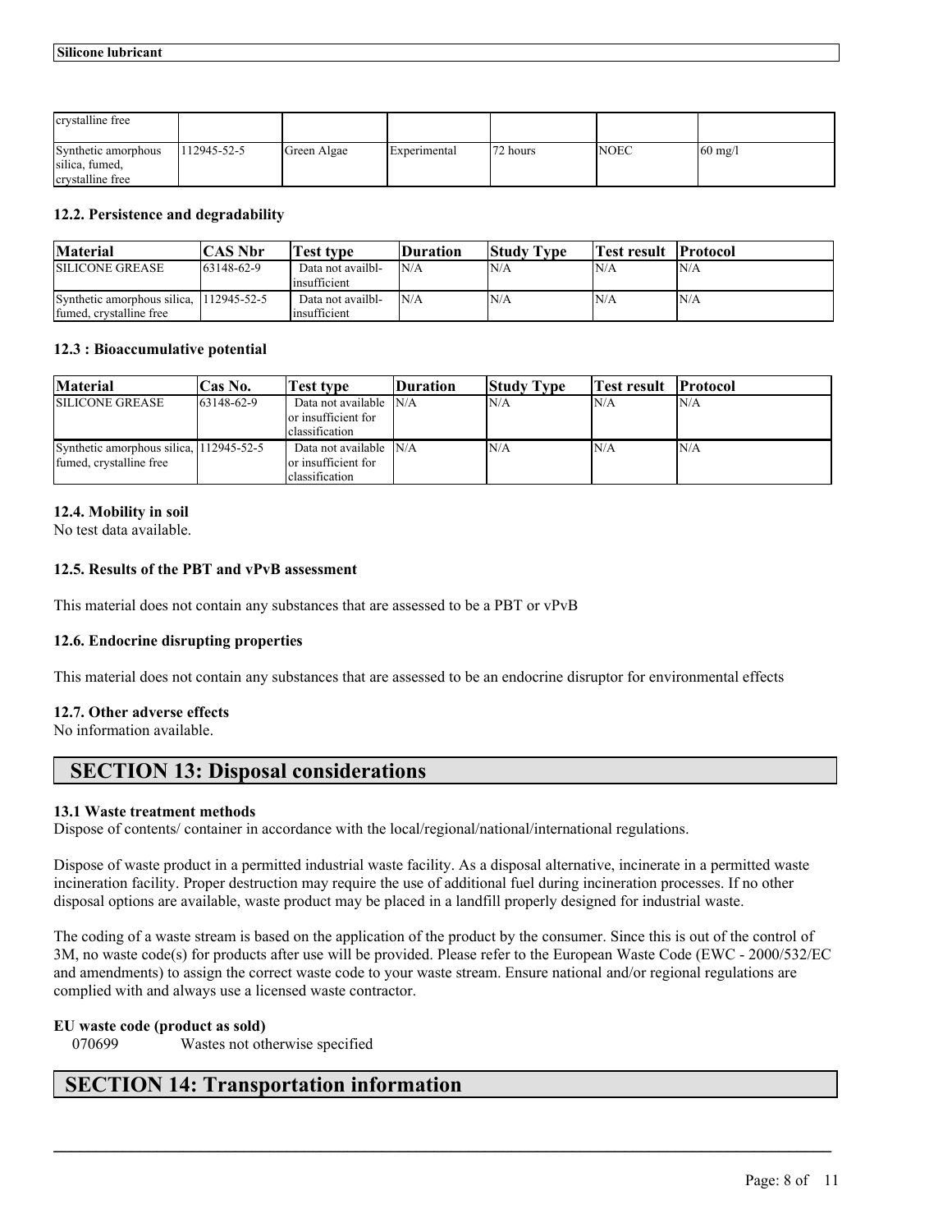| | | | | | | |
|---|---|---|---|---|---|---|
| crystalline free | | | | | | |
| Synthetic amorphous silica, fumed, crystalline free | 112945-52-5 | Green Algae | Experimental | 72 hours | NOEC | 60 mg/l |

### 12.2. Persistence and degradability

| Material | CAS Nbr | Test type | Duration | Study Type | Test result | Protocol |
|---|---|---|---|---|---|---|
| SILICONE GREASE | 63148-62-9 | Data not availbl-insufficient | N/A | N/A | N/A | N/A |
| Synthetic amorphous silica, fumed, crystalline free | 112945-52-5 | Data not availbl-insufficient | N/A | N/A | N/A | N/A |

### 12.3 : Bioaccumulative potential

| Material | Cas No. | Test type | Duration | Study Type | Test result | Protocol |
|---|---|---|---|---|---|---|
| SILICONE GREASE | 63148-62-9 | Data not available or insufficient for classification | N/A | N/A | N/A | N/A |
| Synthetic amorphous silica, fumed, crystalline free | 112945-52-5 | Data not available or insufficient for classification | N/A | N/A | N/A | N/A |

### 12.4. Mobility in soil

No test data available.

### 12.5. Results of the PBT and vPvB assessment

This material does not contain any substances that are assessed to be a PBT or vPvB

### 12.6. Endocrine disrupting properties

This material does not contain any substances that are assessed to be an endocrine disruptor for environmental effects

### 12.7. Other adverse effects

No information available.

## SECTION 13: Disposal considerations

### 13.1 Waste treatment methods

Dispose of contents/ container in accordance with the local/regional/national/international regulations.

Dispose of waste product in a permitted industrial waste facility. As a disposal alternative, incinerate in a permitted waste incineration facility. Proper destruction may require the use of additional fuel during incineration processes. If no other disposal options are available, waste product may be placed in a landfill properly designed for industrial waste.

The coding of a waste stream is based on the application of the product by the consumer. Since this is out of the control of 3M, no waste code(s) for products after use will be provided. Please refer to the European Waste Code (EWC - 2000/532/EC and amendments) to assign the correct waste code to your waste stream. Ensure national and/or regional regulations are complied with and always use a licensed waste contractor.

**EU waste code (product as sold)**

070699 Wastes not otherwise specified

## SECTION 14: Transportation information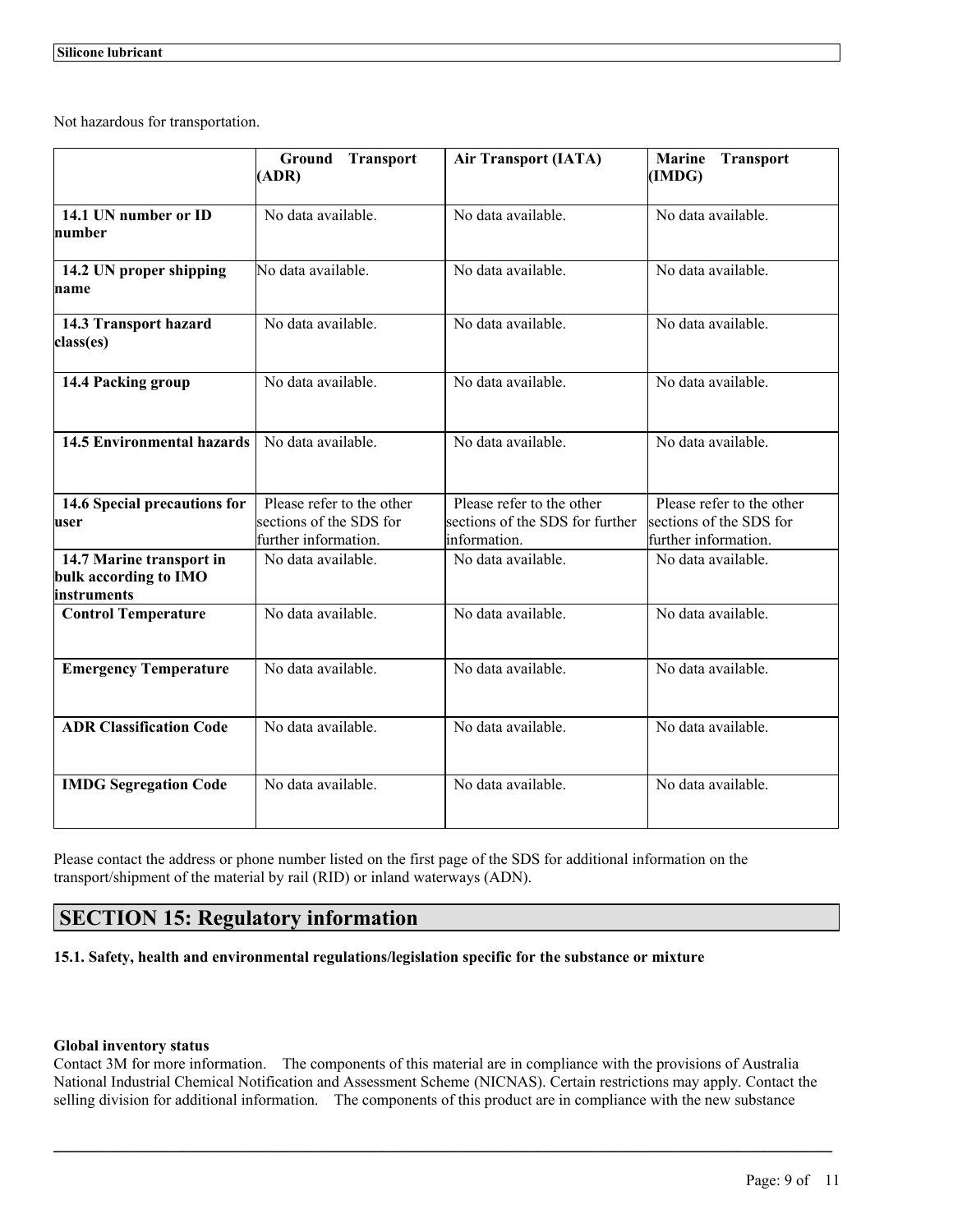Not hazardous for transportation.

| | Ground Transport (ADR) | Air Transport (IATA) | Marine Transport (IMDG) |
|---|---|---|---|
| **14.1 UN number or ID number** | No data available. | No data available. | No data available. |
| **14.2 UN proper shipping name** | No data available. | No data available. | No data available. |
| **14.3 Transport hazard class(es)** | No data available. | No data available. | No data available. |
| **14.4 Packing group** | No data available. | No data available. | No data available. |
| **14.5 Environmental hazards** | No data available. | No data available. | No data available. |
| **14.6 Special precautions for user** | Please refer to the other sections of the SDS for further information. | Please refer to the other sections of the SDS for further information. | Please refer to the other sections of the SDS for further information. |
| **14.7 Marine transport in bulk according to IMO instruments** | No data available. | No data available. | No data available. |
| **Control Temperature** | No data available. | No data available. | No data available. |
| **Emergency Temperature** | No data available. | No data available. | No data available. |
| **ADR Classification Code** | No data available. | No data available. | No data available. |
| **IMDG Segregation Code** | No data available. | No data available. | No data available. |

Please contact the address or phone number listed on the first page of the SDS for additional information on the transport/shipment of the material by rail (RID) or inland waterways (ADN).

## SECTION 15: Regulatory information

**15.1. Safety, health and environmental regulations/legislation specific for the substance or mixture**

**Global inventory status**

Contact 3M for more information. The components of this material are in compliance with the provisions of Australia National Industrial Chemical Notification and Assessment Scheme (NICNAS). Certain restrictions may apply. Contact the selling division for additional information. The components of this product are in compliance with the new substance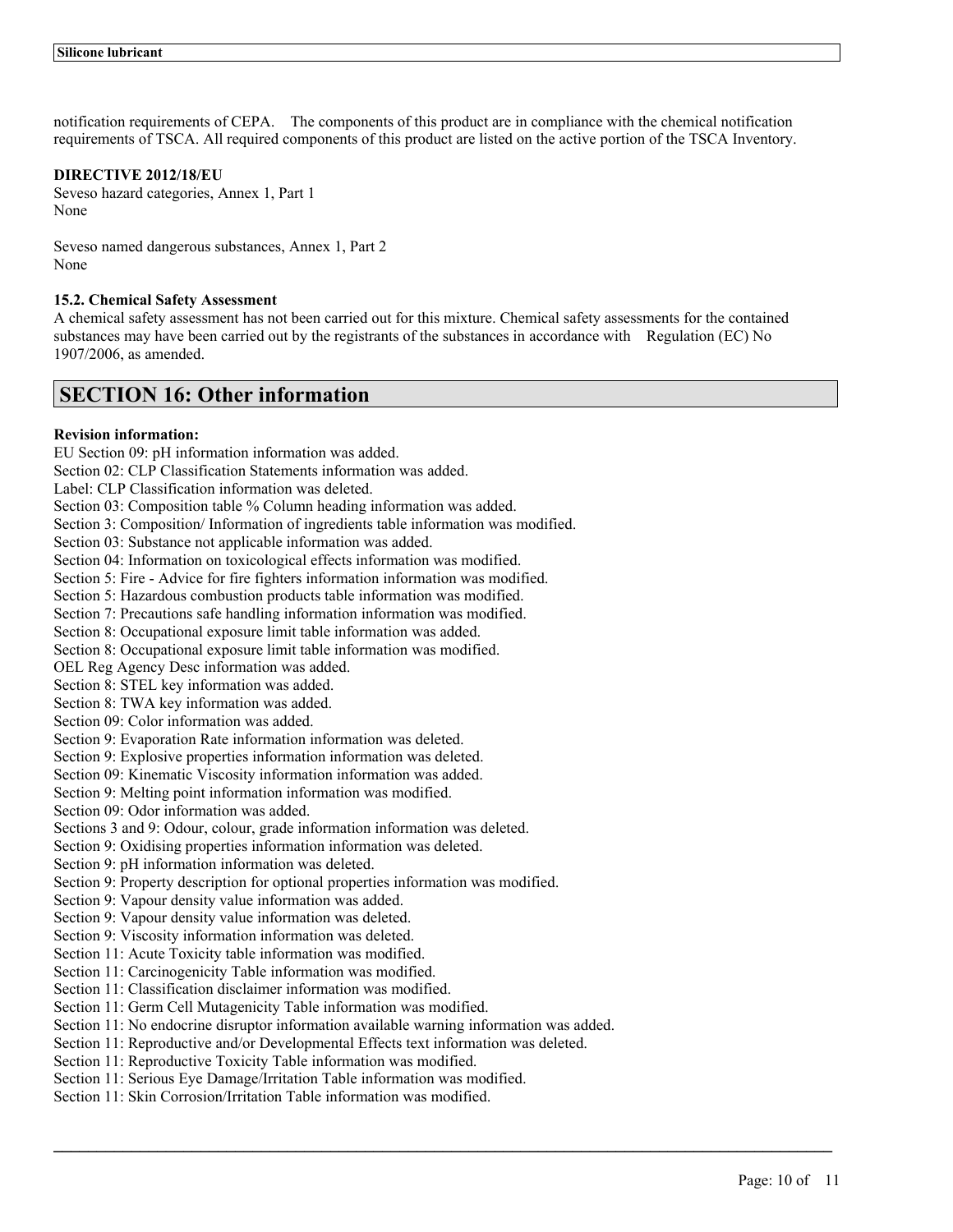notification requirements of CEPA.   The components of this product are in compliance with the chemical notification requirements of TSCA. All required components of this product are listed on the active portion of the TSCA Inventory.

**DIRECTIVE 2012/18/EU**

Seveso hazard categories, Annex 1, Part 1
None

Seveso named dangerous substances, Annex 1, Part 2
None

**15.2. Chemical Safety Assessment**

A chemical safety assessment has not been carried out for this mixture. Chemical safety assessments for the contained substances may have been carried out by the registrants of the substances in accordance with   Regulation (EC) No 1907/2006, as amended.

## SECTION 16: Other information

**Revision information:**

EU Section 09: pH information information was added.
Section 02: CLP Classification Statements information was added.
Label: CLP Classification information was deleted.
Section 03: Composition table % Column heading information was added.
Section 3: Composition/ Information of ingredients table information was modified.
Section 03: Substance not applicable information was added.
Section 04: Information on toxicological effects information was modified.
Section 5: Fire - Advice for fire fighters information information was modified.
Section 5: Hazardous combustion products table information was modified.
Section 7: Precautions safe handling information information was modified.
Section 8: Occupational exposure limit table information was added.
Section 8: Occupational exposure limit table information was modified.
OEL Reg Agency Desc information was added.
Section 8: STEL key information was added.
Section 8: TWA key information was added.
Section 09: Color information was added.
Section 9: Evaporation Rate information information was deleted.
Section 9: Explosive properties information information was deleted.
Section 09: Kinematic Viscosity information information was added.
Section 9: Melting point information information was modified.
Section 09: Odor information was added.
Sections 3 and 9: Odour, colour, grade information information was deleted.
Section 9: Oxidising properties information information was deleted.
Section 9: pH information information was deleted.
Section 9: Property description for optional properties information was modified.
Section 9: Vapour density value information was added.
Section 9: Vapour density value information was deleted.
Section 9: Viscosity information information was deleted.
Section 11: Acute Toxicity table information was modified.
Section 11: Carcinogenicity Table information was modified.
Section 11: Classification disclaimer information was modified.
Section 11: Germ Cell Mutagenicity Table information was modified.
Section 11: No endocrine disruptor information available warning information was added.
Section 11: Reproductive and/or Developmental Effects text information was deleted.
Section 11: Reproductive Toxicity Table information was modified.
Section 11: Serious Eye Damage/Irritation Table information was modified.
Section 11: Skin Corrosion/Irritation Table information was modified.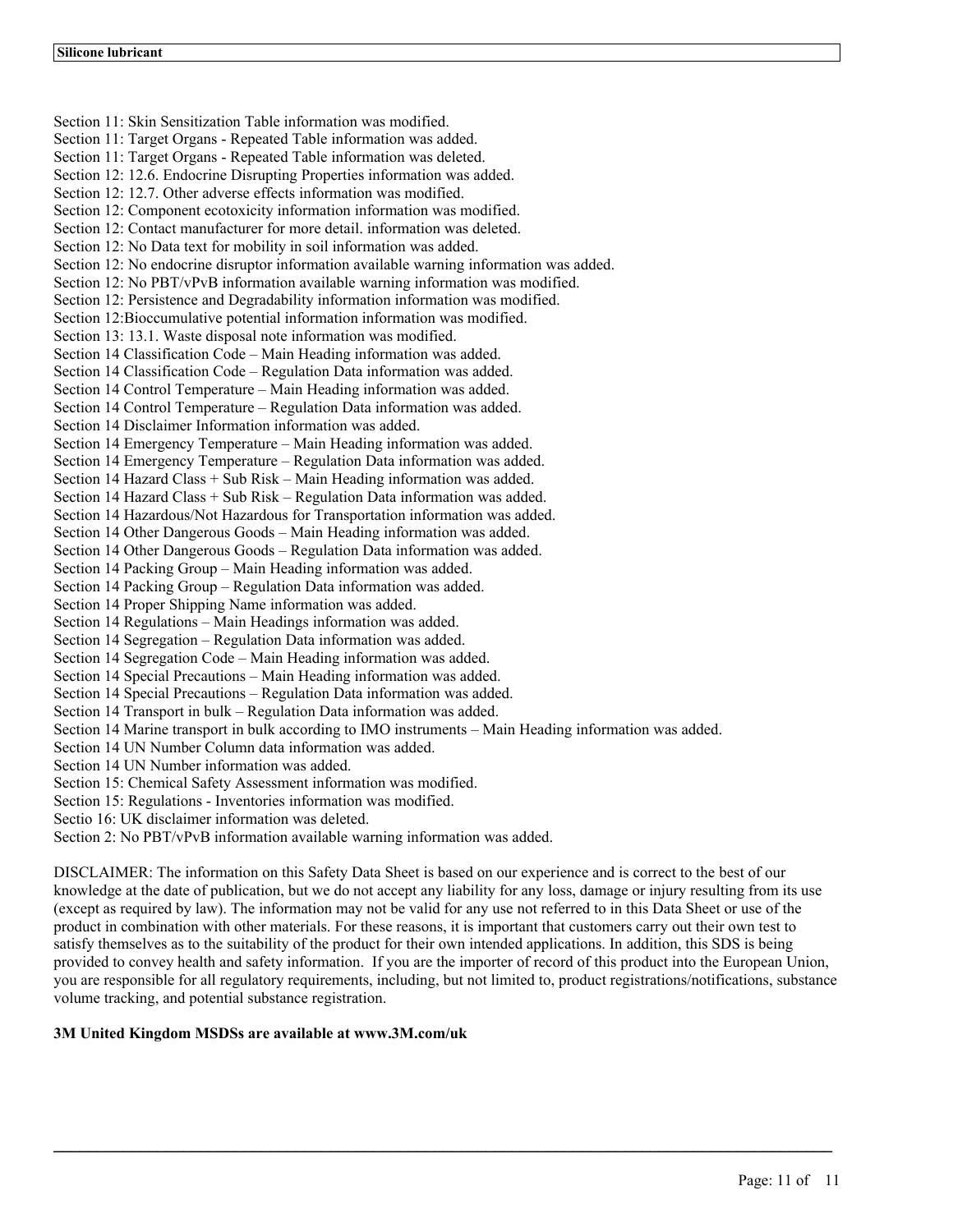Section 11: Skin Sensitization Table information was modified.
Section 11: Target Organs - Repeated Table information was added.
Section 11: Target Organs - Repeated Table information was deleted.
Section 12: 12.6. Endocrine Disrupting Properties information was added.
Section 12: 12.7. Other adverse effects information was modified.
Section 12: Component ecotoxicity information information was modified.
Section 12: Contact manufacturer for more detail. information was deleted.
Section 12: No Data text for mobility in soil information was added.
Section 12: No endocrine disruptor information available warning information was added.
Section 12: No PBT/vPvB information available warning information was modified.
Section 12: Persistence and Degradability information information was modified.
Section 12:Bioccumulative potential information information was modified.
Section 13: 13.1. Waste disposal note information was modified.
Section 14 Classification Code – Main Heading information was added.
Section 14 Classification Code – Regulation Data information was added.
Section 14 Control Temperature – Main Heading information was added.
Section 14 Control Temperature – Regulation Data information was added.
Section 14 Disclaimer Information information was added.
Section 14 Emergency Temperature – Main Heading information was added.
Section 14 Emergency Temperature – Regulation Data information was added.
Section 14 Hazard Class + Sub Risk – Main Heading information was added.
Section 14 Hazard Class + Sub Risk – Regulation Data information was added.
Section 14 Hazardous/Not Hazardous for Transportation information was added.
Section 14 Other Dangerous Goods – Main Heading information was added.
Section 14 Other Dangerous Goods – Regulation Data information was added.
Section 14 Packing Group – Main Heading information was added.
Section 14 Packing Group – Regulation Data information was added.
Section 14 Proper Shipping Name information was added.
Section 14 Regulations – Main Headings information was added.
Section 14 Segregation – Regulation Data information was added.
Section 14 Segregation Code – Main Heading information was added.
Section 14 Special Precautions – Main Heading information was added.
Section 14 Special Precautions – Regulation Data information was added.
Section 14 Transport in bulk – Regulation Data information was added.
Section 14 Marine transport in bulk according to IMO instruments – Main Heading information was added.
Section 14 UN Number Column data information was added.
Section 14 UN Number information was added.
Section 15: Chemical Safety Assessment information was modified.
Section 15: Regulations - Inventories information was modified.
Sectio 16: UK disclaimer information was deleted.
Section 2: No PBT/vPvB information available warning information was added.

DISCLAIMER: The information on this Safety Data Sheet is based on our experience and is correct to the best of our knowledge at the date of publication, but we do not accept any liability for any loss, damage or injury resulting from its use (except as required by law). The information may not be valid for any use not referred to in this Data Sheet or use of the product in combination with other materials. For these reasons, it is important that customers carry out their own test to satisfy themselves as to the suitability of the product for their own intended applications. In addition, this SDS is being provided to convey health and safety information. If you are the importer of record of this product into the European Union, you are responsible for all regulatory requirements, including, but not limited to, product registrations/notifications, substance volume tracking, and potential substance registration.

**3M United Kingdom MSDSs are available at www.3M.com/uk**